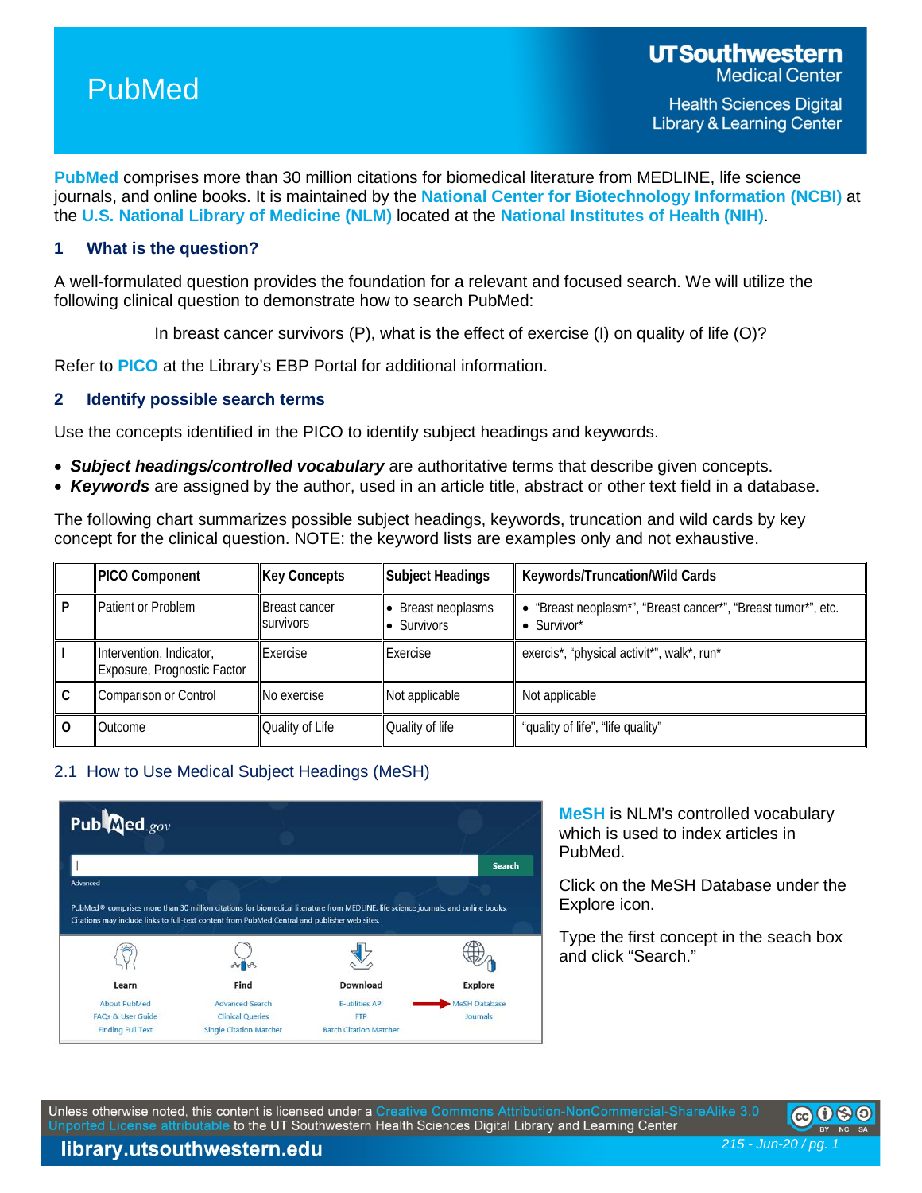# PubMed

UT Southwestern Medical Center
Health Sciences Digital Library & Learning Center

**PubMed** comprises more than 30 million citations for biomedical literature from MEDLINE, life science journals, and online books. It is maintained by the **National Center for Biotechnology Information (NCBI)** at the **U.S. National Library of Medicine (NLM)** located at the **National Institutes of Health (NIH)**.

## 1 What is the question?

A well-formulated question provides the foundation for a relevant and focused search. We will utilize the following clinical question to demonstrate how to search PubMed:

In breast cancer survivors (P), what is the effect of exercise (I) on quality of life (O)?

Refer to **PICO** at the Library's EBP Portal for additional information.

## 2 Identify possible search terms

Use the concepts identified in the PICO to identify subject headings and keywords.

- ***Subject headings/controlled vocabulary*** are authoritative terms that describe given concepts.
- ***Keywords*** are assigned by the author, used in an article title, abstract or other text field in a database.

The following chart summarizes possible subject headings, keywords, truncation and wild cards by key concept for the clinical question. NOTE: the keyword lists are examples only and not exhaustive.

| | PICO Component | Key Concepts | Subject Headings | Keywords/Truncation/Wild Cards |
|---|---|---|---|---|
| P | Patient or Problem | Breast cancer survivors | • Breast neoplasms<br>• Survivors | • "Breast neoplasm*", "Breast cancer*", "Breast tumor*", etc.<br>• Survivor* |
| I | Intervention, Indicator, Exposure, Prognostic Factor | Exercise | Exercise | exercis*, "physical activit*", walk*, run* |
| C | Comparison or Control | No exercise | Not applicable | Not applicable |
| O | Outcome | Quality of Life | Quality of life | "quality of life", "life quality" |

### 2.1 How to Use Medical Subject Headings (MeSH)

**MeSH** is NLM's controlled vocabulary which is used to index articles in PubMed.

Click on the MeSH Database under the Explore icon.

Type the first concept in the seach box and click "Search."

Unless otherwise noted, this content is licensed under a Creative Commons Attribution-NonCommercial-ShareAlike 3.0 Unported License attributable to the UT Southwestern Health Sciences Digital Library and Learning Center

library.utsouthwestern.edu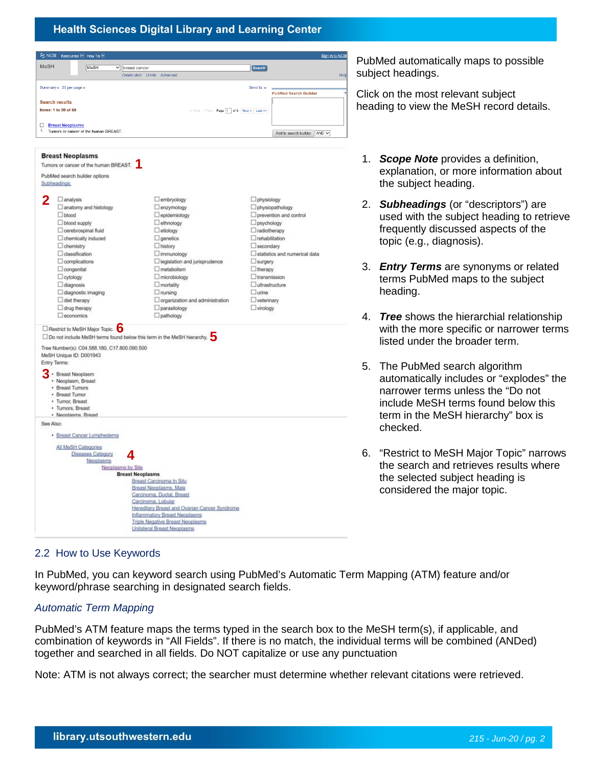PubMed automatically maps to possible subject headings.

Click on the most relevant subject heading to view the MeSH record details.

1. ***Scope Note*** provides a definition, explanation, or more information about the subject heading.

2. ***Subheadings*** (or "descriptors") are used with the subject heading to retrieve frequently discussed aspects of the topic (e.g., diagnosis).

3. ***Entry Terms*** are synonyms or related terms PubMed maps to the subject heading.

4. ***Tree*** shows the hierarchial relationship with the more specific or narrower terms listed under the broader term.

5. The PubMed search algorithm automatically includes or "explodes" the narrower terms unless the "Do not include MeSH terms found below this term in the MeSH hierarchy" box is checked.

6. "Restrict to MeSH Major Topic" narrows the search and retrieves results where the selected subject heading is considered the major topic.

## 2.2 How to Use Keywords

In PubMed, you can keyword search using PubMed's Automatic Term Mapping (ATM) feature and/or keyword/phrase searching in designated search fields.

### *Automatic Term Mapping*

PubMed's ATM feature maps the terms typed in the search box to the MeSH term(s), if applicable, and combination of keywords in "All Fields". If there is no match, the individual terms will be combined (ANDed) together and searched in all fields. Do NOT capitalize or use any punctuation

Note: ATM is not always correct; the searcher must determine whether relevant citations were retrieved.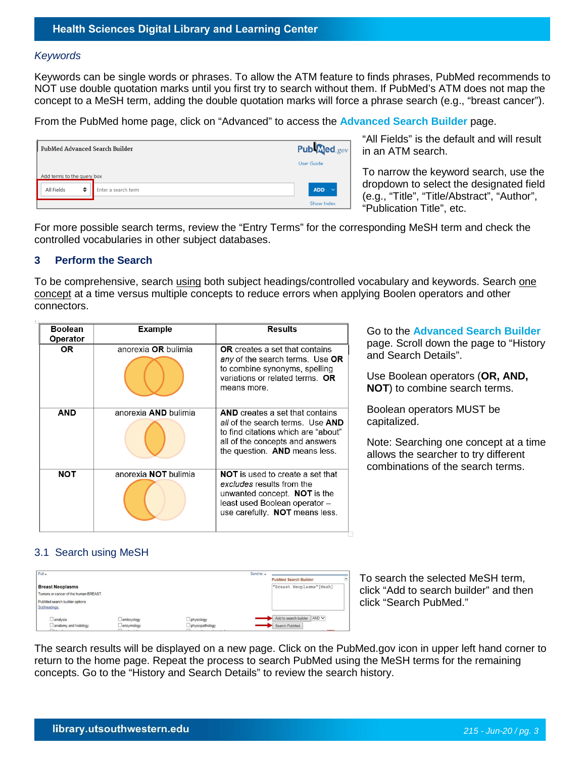*Keywords*

Keywords can be single words or phrases. To allow the ATM feature to finds phrases, PubMed recommends to NOT use double quotation marks until you first try to search without them. If PubMed's ATM does not map the concept to a MeSH term, adding the double quotation marks will force a phrase search (e.g., "breast cancer").

From the PubMed home page, click on "Advanced" to access the **Advanced Search Builder** page.

"All Fields" is the default and will result in an ATM search.

To narrow the keyword search, use the dropdown to select the designated field (e.g., "Title", "Title/Abstract", "Author", "Publication Title", etc.

For more possible search terms, review the "Entry Terms" for the corresponding MeSH term and check the controlled vocabularies in other subject databases.

## 3 Perform the Search

To be comprehensive, search using both subject headings/controlled vocabulary and keywords. Search one concept at a time versus multiple concepts to reduce errors when applying Boolen operators and other connectors.

| Boolean Operator | Example | Results |
|---|---|---|
| **OR** | anorexia **OR** bulimia | **OR** creates a set that contains *any* of the search terms. Use **OR** to combine synonyms, spelling variations or related terms. **OR** means more. |
| **AND** | anorexia **AND** bulimia | **AND** creates a set that contains *all* of the search terms. Use **AND** to find citations which are "about" all of the concepts and answers the question. **AND** means less. |
| **NOT** | anorexia **NOT** bulimia | **NOT** is used to create a set that *excludes* results from the unwanted concept. **NOT** is the least used Boolean operator – use carefully. **NOT** means less. |

Go to the **Advanced Search Builder** page. Scroll down the page to "History and Search Details".

Use Boolean operators (**OR, AND, NOT**) to combine search terms.

Boolean operators MUST be capitalized.

Note: Searching one concept at a time allows the searcher to try different combinations of the search terms.

### 3.1 Search using MeSH

To search the selected MeSH term, click "Add to search builder" and then click "Search PubMed."

The search results will be displayed on a new page. Click on the PubMed.gov icon in upper left hand corner to return to the home page. Repeat the process to search PubMed using the MeSH terms for the remaining concepts. Go to the "History and Search Details" to review the search history.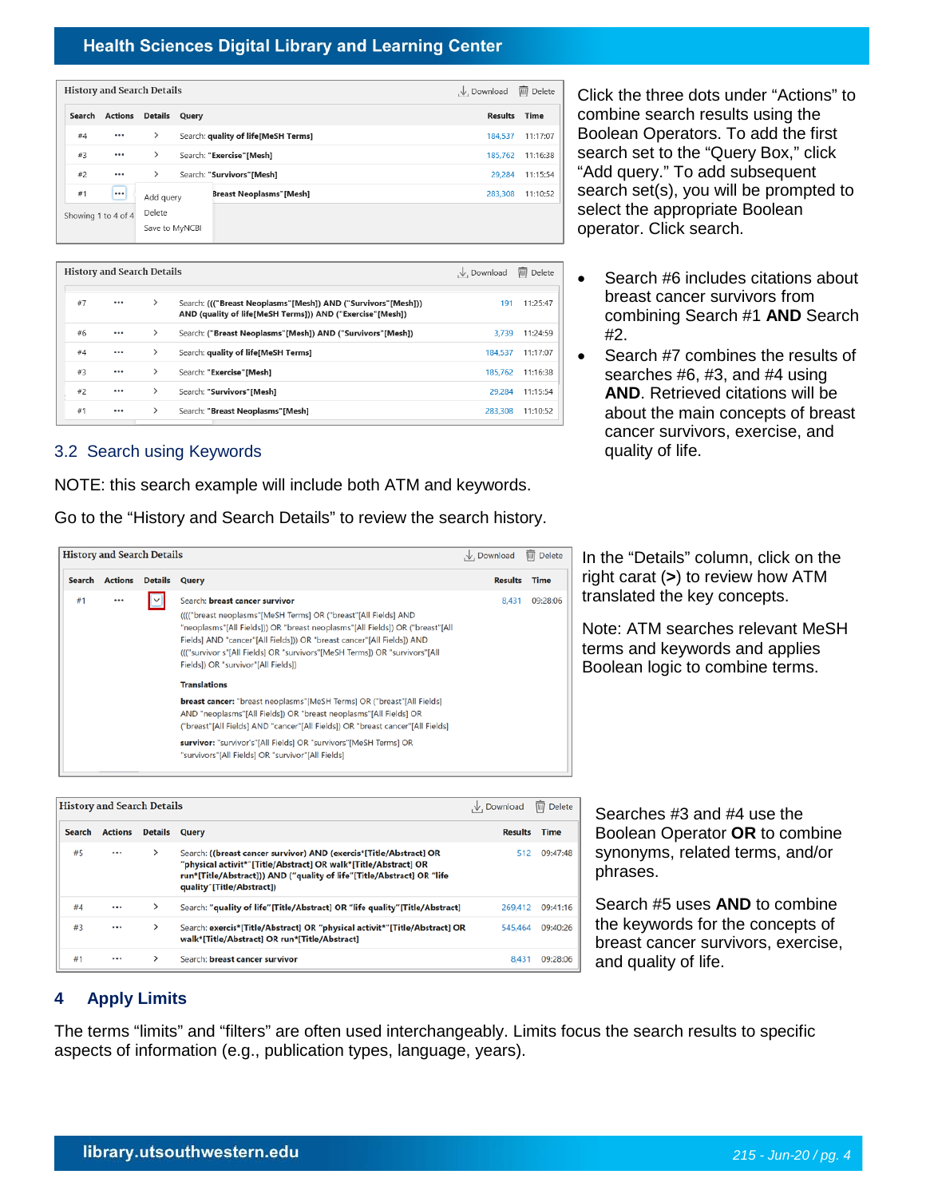| History and Search Details | | | | | |
|---|---|---|---|---|---|
| Search | Actions | Details | Query | Results | Time |
| #4 | ••• | > | Search: quality of life[MeSH Terms] | 184,537 | 11:17:07 |
| #3 | ••• | > | Search: "Exercise"[Mesh] | 185,762 | 11:16:38 |
| #2 | ••• | > | Search: "Survivors"[Mesh] | 29,284 | 11:15:54 |
| #1 | ••• (Add query / Delete / Save to MyNCBI) | | Breast Neoplasms"[Mesh] | 283,308 | 11:10:52 |

Click the three dots under "Actions" to combine search results using the Boolean Operators. To add the first search set to the "Query Box," click "Add query." To add subsequent search set(s), you will be prompted to select the appropriate Boolean operator. Click search.

| Search | Actions | Details | Query | Results | Time |
|---|---|---|---|---|---|
| #7 | ••• | > | Search: ((("Breast Neoplasms"[Mesh]) AND ("Survivors"[Mesh])) AND (quality of life[MeSH Terms])) AND ("Exercise"[Mesh]) | 191 | 11:25:47 |
| #6 | ••• | > | Search: ("Breast Neoplasms"[Mesh]) AND ("Survivors"[Mesh]) | 3,739 | 11:24:59 |
| #4 | ••• | > | Search: quality of life[MeSH Terms] | 184,537 | 11:17:07 |
| #3 | ••• | > | Search: "Exercise"[Mesh] | 185,762 | 11:16:38 |
| #2 | ••• | > | Search: "Survivors"[Mesh] | 29,284 | 11:15:54 |
| #1 | ••• | > | Search: "Breast Neoplasms"[Mesh] | 283,308 | 11:10:52 |

- Search #6 includes citations about breast cancer survivors from combining Search #1 **AND** Search #2.
- Search #7 combines the results of searches #6, #3, and #4 using **AND**. Retrieved citations will be about the main concepts of breast cancer survivors, exercise, and quality of life.

## 3.2 Search using Keywords

NOTE: this search example will include both ATM and keywords.

Go to the "History and Search Details" to review the search history.

| Search | Actions | Details | Query | Results | Time |
|---|---|---|---|---|---|
| #1 | ••• | ⌄ | Search: breast cancer survivor<br>((("breast neoplasms"[MeSH Terms] OR ("breast"[All Fields] AND "neoplasms"[All Fields])) OR "breast neoplasms"[All Fields] OR ("breast"[All Fields] AND "cancer"[All Fields]) OR "breast cancer"[All Fields]) AND ((("survivor s"[All Fields] OR "survivors"[MeSH Terms]) OR "survivors"[All Fields]) OR "survivor"[All Fields])<br>**Translations**<br>**breast cancer:** "breast neoplasms"[MeSH Terms] OR ("breast"[All Fields] AND "neoplasms"[All Fields]) OR "breast neoplasms"[All Fields] OR ("breast"[All Fields] AND "cancer"[All Fields]) OR "breast cancer"[All Fields]<br>**survivor:** "survivor's"[All Fields] OR "survivors"[MeSH Terms] OR "survivors"[All Fields] OR "survivor"[All Fields] | 8,431 | 09:28:06 |

In the "Details" column, click on the right carat (**>**) to review how ATM translated the key concepts.

Note: ATM searches relevant MeSH terms and keywords and applies Boolean logic to combine terms.

| Search | Actions | Details | Query | Results | Time |
|---|---|---|---|---|---|
| #5 | ••• | > | Search: ((breast cancer survivor) AND (exercis*[Title/Abstract] OR "physical activit*"[Title/Abstract] OR walk*[Title/Abstract] OR run*[Title/Abstract])) AND ("quality of life"[Title/Abstract] OR "life quality"[Title/Abstract]) | 512 | 09:47:48 |
| #4 | ••• | > | Search: "quality of life"[Title/Abstract] OR "life quality"[Title/Abstract] | 269,412 | 09:41:16 |
| #3 | ••• | > | Search: exercis*[Title/Abstract] OR "physical activit*"[Title/Abstract] OR walk*[Title/Abstract] OR run*[Title/Abstract] | 545,464 | 09:40:26 |
| #1 | ••• | > | Search: breast cancer survivor | 8,431 | 09:28:06 |

Searches #3 and #4 use the Boolean Operator **OR** to combine synonyms, related terms, and/or phrases.

Search #5 uses **AND** to combine the keywords for the concepts of breast cancer survivors, exercise, and quality of life.

# 4 Apply Limits

The terms "limits" and "filters" are often used interchangeably. Limits focus the search results to specific aspects of information (e.g., publication types, language, years).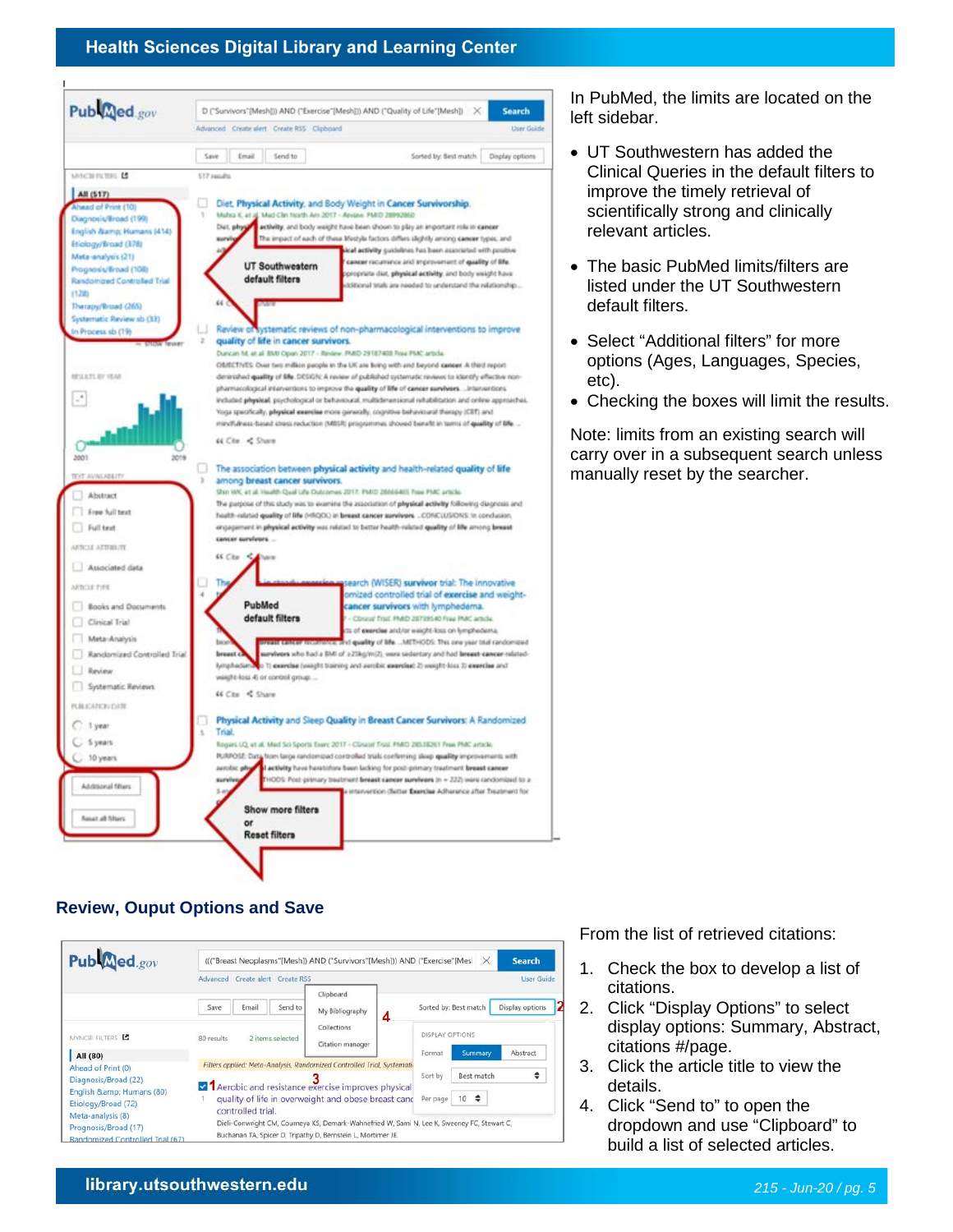In PubMed, the limits are located on the left sidebar.

- UT Southwestern has added the Clinical Queries in the default filters to improve the timely retrieval of scientifically strong and clinically relevant articles.
- The basic PubMed limits/filters are listed under the UT Southwestern default filters.
- Select "Additional filters" for more options (Ages, Languages, Species, etc).
- Checking the boxes will limit the results.

Note: limits from an existing search will carry over in a subsequent search unless manually reset by the searcher.

## Review, Ouput Options and Save

From the list of retrieved citations:

1. Check the box to develop a list of citations.
2. Click "Display Options" to select display options: Summary, Abstract, citations #/page.
3. Click the article title to view the details.
4. Click "Send to" to open the dropdown and use "Clipboard" to build a list of selected articles.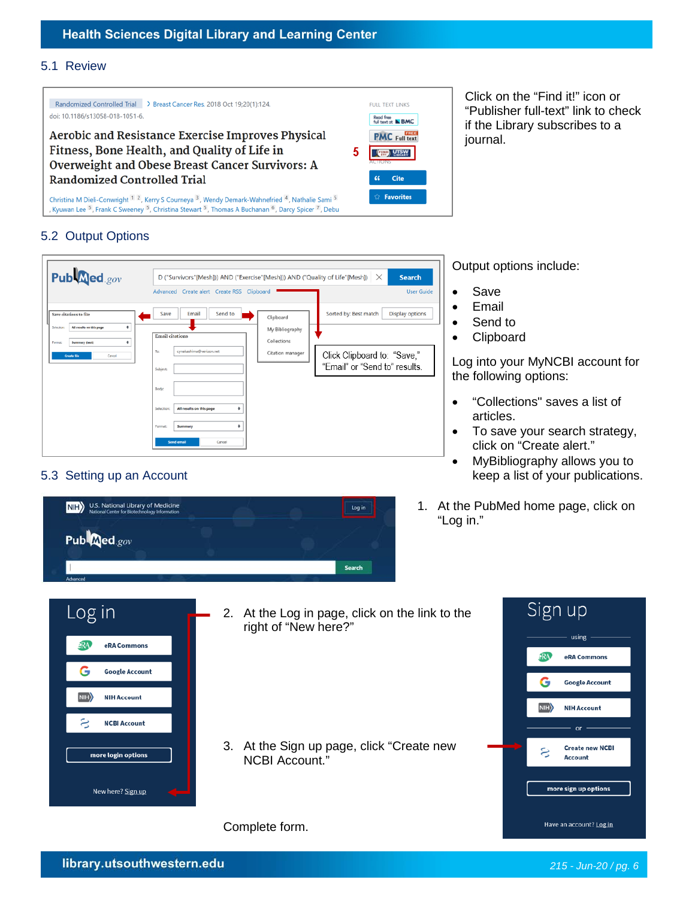## 5.1 Review

Click on the "Find it!" icon or "Publisher full-text" link to check if the Library subscribes to a journal.

## 5.2 Output Options

Output options include:

- Save
- Email
- Send to
- Clipboard

Log into your MyNCBI account for the following options:

- "Collections" saves a list of articles.
- To save your search strategy, click on "Create alert."
- MyBibliography allows you to keep a list of your publications.

Click Clipboard to: "Save," "Email" or "Send to" results.

## 5.3 Setting up an Account

1. At the PubMed home page, click on "Log in."
2. At the Log in page, click on the link to the right of "New here?"
3. At the Sign up page, click "Create new NCBI Account."

Complete form.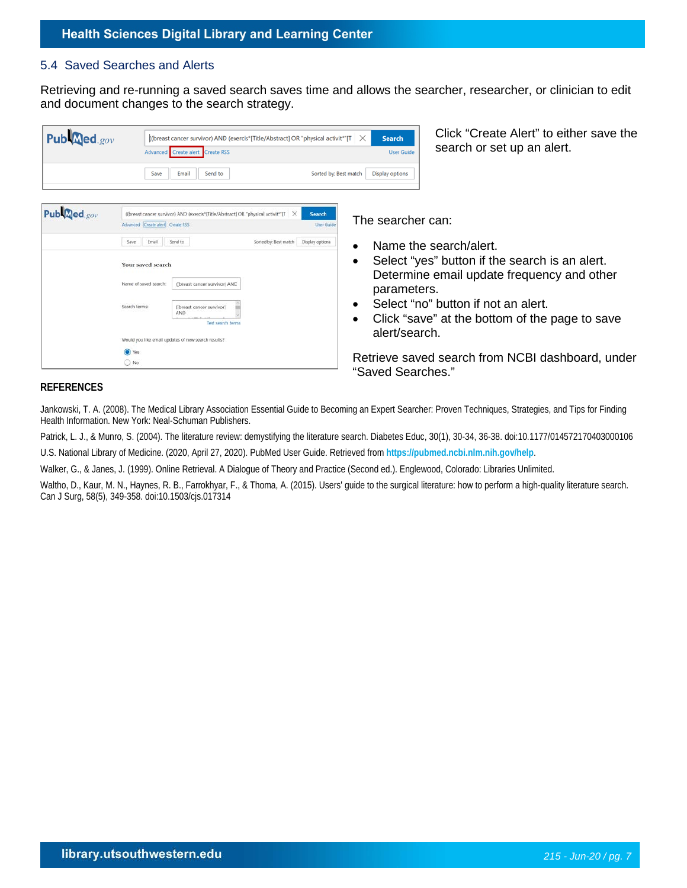## 5.4 Saved Searches and Alerts

Retrieving and re-running a saved search saves time and allows the searcher, researcher, or clinician to edit and document changes to the search strategy.

Click "Create Alert" to either save the search or set up an alert.

The searcher can:

- Name the search/alert.
- Select "yes" button if the search is an alert. Determine email update frequency and other parameters.
- Select "no" button if not an alert.
- Click "save" at the bottom of the page to save alert/search.

Retrieve saved search from NCBI dashboard, under "Saved Searches."

**REFERENCES**

Jankowski, T. A. (2008). The Medical Library Association Essential Guide to Becoming an Expert Searcher: Proven Techniques, Strategies, and Tips for Finding Health Information. New York: Neal-Schuman Publishers.

Patrick, L. J., & Munro, S. (2004). The literature review: demystifying the literature search. Diabetes Educ, 30(1), 30-34, 36-38. doi:10.1177/014572170403000106

U.S. National Library of Medicine. (2020, April 27, 2020). PubMed User Guide. Retrieved from https://pubmed.ncbi.nlm.nih.gov/help.

Walker, G., & Janes, J. (1999). Online Retrieval. A Dialogue of Theory and Practice (Second ed.). Englewood, Colorado: Libraries Unlimited.

Waltho, D., Kaur, M. N., Haynes, R. B., Farrokhyar, F., & Thoma, A. (2015). Users' guide to the surgical literature: how to perform a high-quality literature search. Can J Surg, 58(5), 349-358. doi:10.1503/cjs.017314